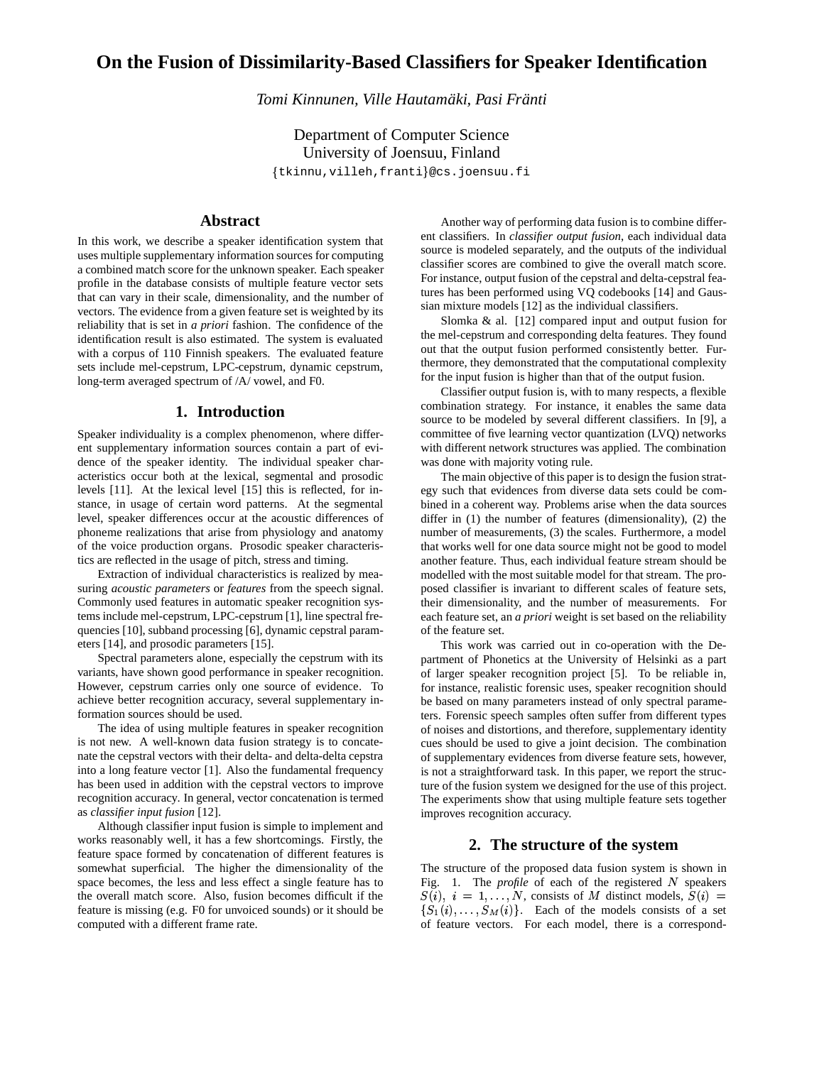# On the Fusion of Dissimilarity-Based Classifiers for Speaker Identification

*Tomi Kinnunen, Ville Hautamäki, Pasi Fränti*

Department of Computer Science
University of Joensuu, Finland
{tkinnu,villeh,franti}@cs.joensuu.fi

## Abstract

In this work, we describe a speaker identification system that uses multiple supplementary information sources for computing a combined match score for the unknown speaker. Each speaker profile in the database consists of multiple feature vector sets that can vary in their scale, dimensionality, and the number of vectors. The evidence from a given feature set is weighted by its reliability that is set in *a priori* fashion. The confidence of the identification result is also estimated. The system is evaluated with a corpus of 110 Finnish speakers. The evaluated feature sets include mel-cepstrum, LPC-cepstrum, dynamic cepstrum, long-term averaged spectrum of /A/ vowel, and F0.

## 1. Introduction

Speaker individuality is a complex phenomenon, where different supplementary information sources contain a part of evidence of the speaker identity. The individual speaker characteristics occur both at the lexical, segmental and prosodic levels [11]. At the lexical level [15] this is reflected, for instance, in usage of certain word patterns. At the segmental level, speaker differences occur at the acoustic differences of phoneme realizations that arise from physiology and anatomy of the voice production organs. Prosodic speaker characteristics are reflected in the usage of pitch, stress and timing.

Extraction of individual characteristics is realized by measuring *acoustic parameters* or *features* from the speech signal. Commonly used features in automatic speaker recognition systems include mel-cepstrum, LPC-cepstrum [1], line spectral frequencies [10], subband processing [6], dynamic cepstral parameters [14], and prosodic parameters [15].

Spectral parameters alone, especially the cepstrum with its variants, have shown good performance in speaker recognition. However, cepstrum carries only one source of evidence. To achieve better recognition accuracy, several supplementary information sources should be used.

The idea of using multiple features in speaker recognition is not new. A well-known data fusion strategy is to concatenate the cepstral vectors with their delta- and delta-delta cepstra into a long feature vector [1]. Also the fundamental frequency has been used in addition with the cepstral vectors to improve recognition accuracy. In general, vector concatenation is termed as *classifier input fusion* [12].

Although classifier input fusion is simple to implement and works reasonably well, it has a few shortcomings. Firstly, the feature space formed by concatenation of different features is somewhat superficial. The higher the dimensionality of the space becomes, the less and less effect a single feature has to the overall match score. Also, fusion becomes difficult if the feature is missing (e.g. F0 for unvoiced sounds) or it should be computed with a different frame rate.

Another way of performing data fusion is to combine different classifiers. In *classifier output fusion*, each individual data source is modeled separately, and the outputs of the individual classifier scores are combined to give the overall match score. For instance, output fusion of the cepstral and delta-cepstral features has been performed using VQ codebooks [14] and Gaussian mixture models [12] as the individual classifiers.

Slomka & al. [12] compared input and output fusion for the mel-cepstrum and corresponding delta features. They found out that the output fusion performed consistently better. Furthermore, they demonstrated that the computational complexity for the input fusion is higher than that of the output fusion.

Classifier output fusion is, with to many respects, a flexible combination strategy. For instance, it enables the same data source to be modeled by several different classifiers. In [9], a committee of five learning vector quantization (LVQ) networks with different network structures was applied. The combination was done with majority voting rule.

The main objective of this paper is to design the fusion strategy such that evidences from diverse data sets could be combined in a coherent way. Problems arise when the data sources differ in (1) the number of features (dimensionality), (2) the number of measurements, (3) the scales. Furthermore, a model that works well for one data source might not be good to model another feature. Thus, each individual feature stream should be modelled with the most suitable model for that stream. The proposed classifier is invariant to different scales of feature sets, their dimensionality, and the number of measurements. For each feature set, an *a priori* weight is set based on the reliability of the feature set.

This work was carried out in co-operation with the Department of Phonetics at the University of Helsinki as a part of larger speaker recognition project [5]. To be reliable in, for instance, realistic forensic uses, speaker recognition should be based on many parameters instead of only spectral parameters. Forensic speech samples often suffer from different types of noises and distortions, and therefore, supplementary identity cues should be used to give a joint decision. The combination of supplementary evidences from diverse feature sets, however, is not a straightforward task. In this paper, we report the structure of the fusion system we designed for the use of this project. The experiments show that using multiple feature sets together improves recognition accuracy.

## 2. The structure of the system

The structure of the proposed data fusion system is shown in Fig. 1. The *profile* of each of the registered $N$ speakers $S(i),\ i = 1, \ldots, N$, consists of $M$ distinct models, $S(i) = \{S_1(i), \ldots, S_M(i)\}$. Each of the models consists of a set of feature vectors. For each model, there is a correspond-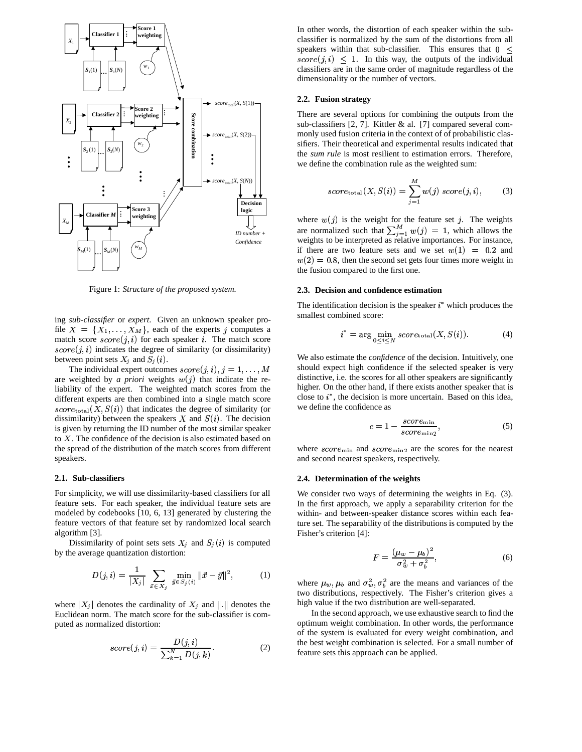Figure 1: *Structure of the proposed system.*

ing *sub-classifier* or *expert*. Given an unknown speaker profile $X = \{X_1, \ldots, X_M\}$, each of the experts $j$ computes a match score $score(j,i)$ for each speaker $i$. The match score $score(j,i)$ indicates the degree of similarity (or dissimilarity) between point sets $X_j$ and $S_j(i)$.

The individual expert outcomes $score(j,i), j = 1, \ldots, M$ are weighted by *a priori* weights $w(j)$ that indicate the reliability of the expert. The weighted match scores from the different experts are then combined into a single match score $score_{\text{total}}(X, S(i))$ that indicates the degree of similarity (or dissimilarity) between the speakers $X$ and $S(i)$. The decision is given by returning the ID number of the most similar speaker to $X$. The confidence of the decision is also estimated based on the spread of the distribution of the match scores from different speakers.

### 2.1. Sub-classifiers

For simplicity, we will use dissimilarity-based classifiers for all feature sets. For each speaker, the individual feature sets are modeled by codebooks [10, 6, 13] generated by clustering the feature vectors of that feature set by randomized local search algorithm [3].

Dissimilarity of point sets sets $X_j$ and $S_j(i)$ is computed by the average quantization distortion:

$$D(j,i) = \frac{1}{|X_j|} \sum_{\vec{x} \in X_j} \min_{\vec{y} \in S_j(i)} \|\vec{x} - \vec{y}\|^2, \tag{1}$$

where $|X_j|$ denotes the cardinality of $X_j$ and $\|.\|$ denotes the Euclidean norm. The match score for the sub-classifier is computed as normalized distortion:

$$score(j,i) = \frac{D(j,i)}{\sum_{k=1}^{N} D(j,k)}. \tag{2}$$

In other words, the distortion of each speaker within the sub-classifier is normalized by the sum of the distortions from all speakers within that sub-classifier. This ensures that $0 \leq score(j,i) \leq 1$. In this way, the outputs of the individual classifiers are in the same order of magnitude regardless of the dimensionality or the number of vectors.

### 2.2. Fusion strategy

There are several options for combining the outputs from the sub-classifiers [2, 7]. Kittler & al. [7] compared several commonly used fusion criteria in the context of of probabilistic classifiers. Their theoretical and experimental results indicated that the *sum rule* is most resilient to estimation errors. Therefore, we define the combination rule as the weighted sum:

$$score_{\text{total}}(X, S(i)) = \sum_{j=1}^{M} w(j)\; score(j,i), \tag{3}$$

where $w(j)$ is the weight for the feature set $j$. The weights are normalized such that $\sum_{j=1}^{M} w(j) = 1$, which allows the weights to be interpreted as relative importances. For instance, if there are two feature sets and we set $w(1) = 0.2$ and $w(2) = 0.8$, then the second set gets four times more weight in the fusion compared to the first one.

### 2.3. Decision and confidence estimation

The identification decision is the speaker $i^*$ which produces the smallest combined score:

$$i^* = \arg\min_{0 \leq i \leq N} score_{\text{total}}(X, S(i)). \tag{4}$$

We also estimate the *confidence* of the decision. Intuitively, one should expect high confidence if the selected speaker is very distinctive, i.e. the scores for all other speakers are significantly higher. On the other hand, if there exists another speaker that is close to $i^*$, the decision is more uncertain. Based on this idea, we define the confidence as

$$c = 1 - \frac{score_{\min}}{score_{\min 2}}, \tag{5}$$

where $score_{\min}$ and $score_{\min 2}$ are the scores for the nearest and second nearest speakers, respectively.

### 2.4. Determination of the weights

We consider two ways of determining the weights in Eq. (3). In the first approach, we apply a separability criterion for the within- and between-speaker distance scores within each feature set. The separability of the distributions is computed by the Fisher's criterion [4]:

$$F = \frac{(\mu_w - \mu_b)^2}{\sigma_w^2 + \sigma_b^2}, \tag{6}$$

where $\mu_w, \mu_b$ and $\sigma_w^2, \sigma_b^2$ are the means and variances of the two distributions, respectively. The Fisher's criterion gives a high value if the two distribution are well-separated.

In the second approach, we use exhaustive search to find the optimum weight combination. In other words, the performance of the system is evaluated for every weight combination, and the best weight combination is selected. For a small number of feature sets this approach can be applied.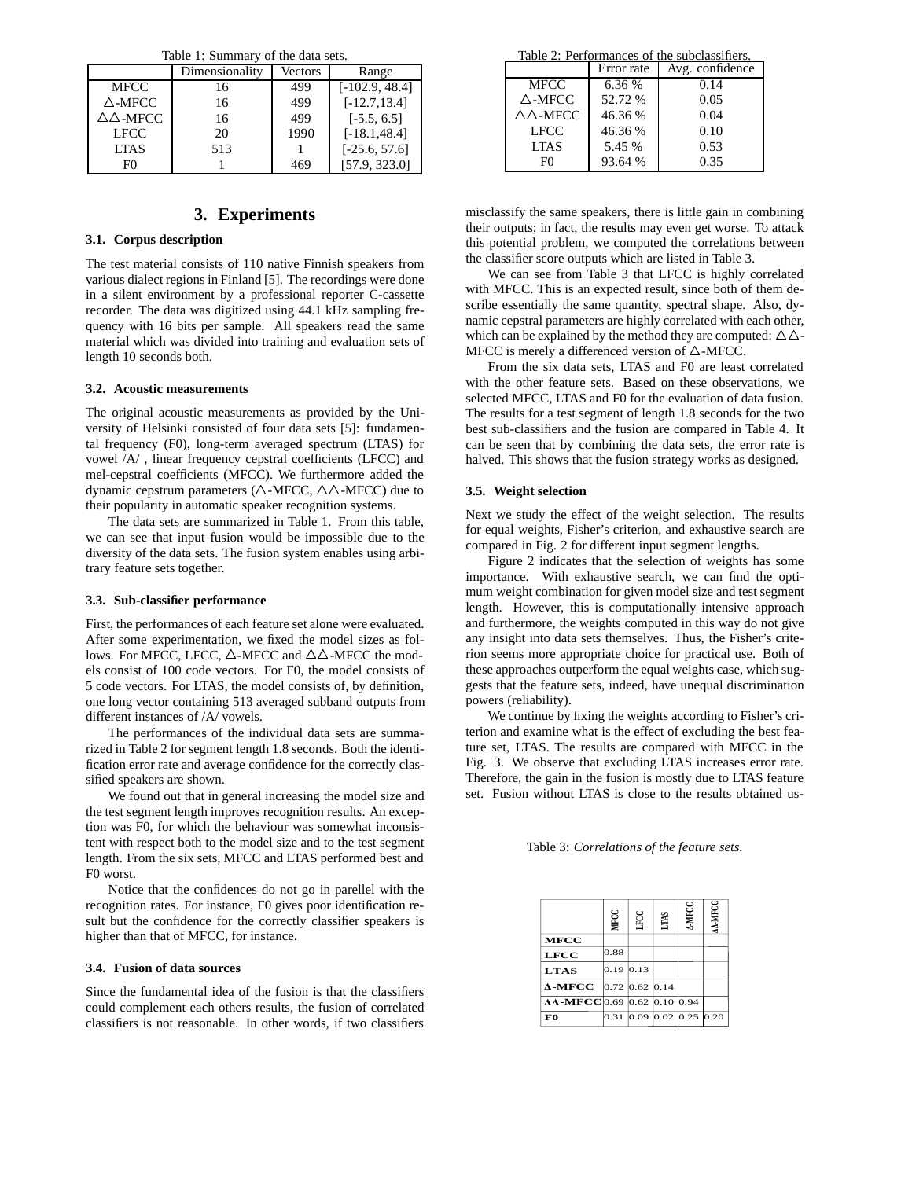Table 1: Summary of the data sets.

| | Dimensionality | Vectors | Range |
|---|---|---|---|
| MFCC | 16 | 499 | [-102.9, 48.4] |
| △-MFCC | 16 | 499 | [-12.7,13.4] |
| △△-MFCC | 16 | 499 | [-5.5, 6.5] |
| LFCC | 20 | 1990 | [-18.1,48.4] |
| LTAS | 513 | 1 | [-25.6, 57.6] |
| F0 | 1 | 469 | [57.9, 323.0] |

## 3. Experiments

### 3.1. Corpus description

The test material consists of 110 native Finnish speakers from various dialect regions in Finland [5]. The recordings were done in a silent environment by a professional reporter C-cassette recorder. The data was digitized using 44.1 kHz sampling frequency with 16 bits per sample. All speakers read the same material which was divided into training and evaluation sets of length 10 seconds both.

### 3.2. Acoustic measurements

The original acoustic measurements as provided by the University of Helsinki consisted of four data sets [5]: fundamental frequency (F0), long-term averaged spectrum (LTAS) for vowel /A/ , linear frequency cepstral coefficients (LFCC) and mel-cepstral coefficients (MFCC). We furthermore added the dynamic cepstrum parameters (△-MFCC, △△-MFCC) due to their popularity in automatic speaker recognition systems.

The data sets are summarized in Table 1. From this table, we can see that input fusion would be impossible due to the diversity of the data sets. The fusion system enables using arbitrary feature sets together.

### 3.3. Sub-classifier performance

First, the performances of each feature set alone were evaluated. After some experimentation, we fixed the model sizes as follows. For MFCC, LFCC, △-MFCC and △△-MFCC the models consist of 100 code vectors. For F0, the model consists of 5 code vectors. For LTAS, the model consists of, by definition, one long vector containing 513 averaged subband outputs from different instances of /A/ vowels.

The performances of the individual data sets are summarized in Table 2 for segment length 1.8 seconds. Both the identification error rate and average confidence for the correctly classified speakers are shown.

We found out that in general increasing the model size and the test segment length improves recognition results. An exception was F0, for which the behaviour was somewhat inconsistent with respect both to the model size and to the test segment length. From the six sets, MFCC and LTAS performed best and F0 worst.

Notice that the confidences do not go in parellel with the recognition rates. For instance, F0 gives poor identification result but the confidence for the correctly classifier speakers is higher than that of MFCC, for instance.

### 3.4. Fusion of data sources

Since the fundamental idea of the fusion is that the classifiers could complement each others results, the fusion of correlated classifiers is not reasonable. In other words, if two classifiers misclassify the same speakers, there is little gain in combining their outputs; in fact, the results may even get worse. To attack this potential problem, we computed the correlations between the classifier score outputs which are listed in Table 3.

Table 2: Performances of the subclassifiers.

| | Error rate | Avg. confidence |
|---|---|---|
| MFCC | 6.36 % | 0.14 |
| △-MFCC | 52.72 % | 0.05 |
| △△-MFCC | 46.36 % | 0.04 |
| LFCC | 46.36 % | 0.10 |
| LTAS | 5.45 % | 0.53 |
| F0 | 93.64 % | 0.35 |

We can see from Table 3 that LFCC is highly correlated with MFCC. This is an expected result, since both of them describe essentially the same quantity, spectral shape. Also, dynamic cepstral parameters are highly correlated with each other, which can be explained by the method they are computed: △△-MFCC is merely a differenced version of △-MFCC.

From the six data sets, LTAS and F0 are least correlated with the other feature sets. Based on these observations, we selected MFCC, LTAS and F0 for the evaluation of data fusion. The results for a test segment of length 1.8 seconds for the two best sub-classifiers and the fusion are compared in Table 4. It can be seen that by combining the data sets, the error rate is halved. This shows that the fusion strategy works as designed.

### 3.5. Weight selection

Next we study the effect of the weight selection. The results for equal weights, Fisher's criterion, and exhaustive search are compared in Fig. 2 for different input segment lengths.

Figure 2 indicates that the selection of weights has some importance. With exhaustive search, we can find the optimum weight combination for given model size and test segment length. However, this is computationally intensive approach and furthermore, the weights computed in this way do not give any insight into data sets themselves. Thus, the Fisher's criterion seems more appropriate choice for practical use. Both of these approaches outperform the equal weights case, which suggests that the feature sets, indeed, have unequal discrimination powers (reliability).

We continue by fixing the weights according to Fisher's criterion and examine what is the effect of excluding the best feature set, LTAS. The results are compared with MFCC in the Fig. 3. We observe that excluding LTAS increases error rate. Therefore, the gain in the fusion is mostly due to LTAS feature set. Fusion without LTAS is close to the results obtained us-

Table 3: *Correlations of the feature sets.*

| | MFCC | LFCC | LTAS | Δ-MFCC | ΔΔ-MFCC |
|---|---|---|---|---|---|
| **MFCC** | | | | | |
| **LFCC** | 0.88 | | | | |
| **LTAS** | 0.19 | 0.13 | | | |
| **Δ-MFCC** | 0.72 | 0.62 | 0.14 | | |
| **ΔΔ-MFCC** | 0.69 | 0.62 | 0.10 | 0.94 | |
| **F0** | 0.31 | 0.09 | 0.02 | 0.25 | 0.20 |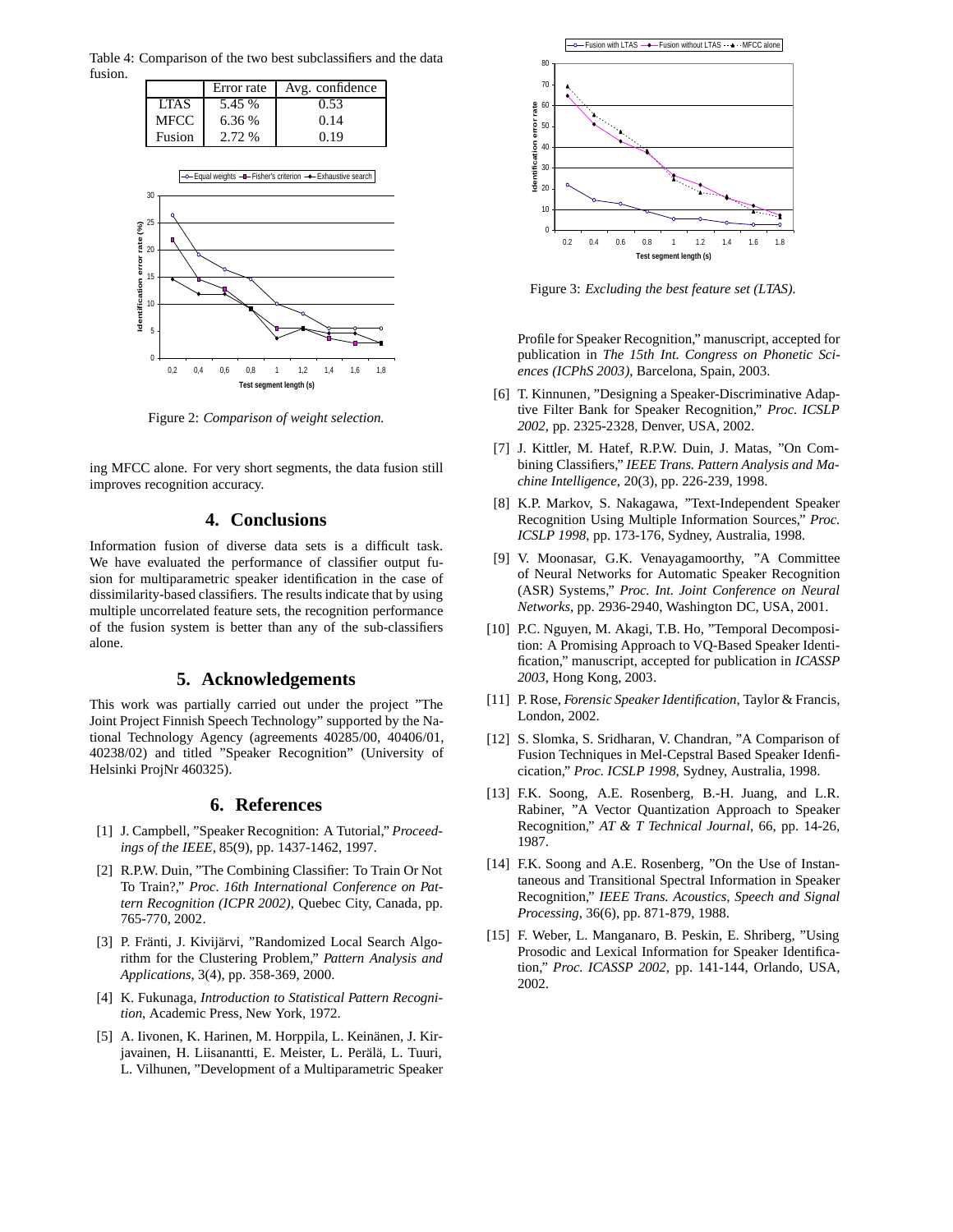Table 4: Comparison of the two best subclassifiers and the data fusion.

| | Error rate | Avg. confidence |
|---|---|---|
| LTAS | 5.45 % | 0.53 |
| MFCC | 6.36 % | 0.14 |
| Fusion | 2.72 % | 0.19 |

Equal weights
Fisher's criterion
Exhaustive search

Identification error rate (%)

30
25
20
15
10
5
0

0,2 0,4 0,6 0,8 1 1,2 1,4 1,6 1,8

Test segment length (s)

Figure 2: *Comparison of weight selection.*

ing MFCC alone. For very short segments, the data fusion still improves recognition accuracy.

## 4. Conclusions

Information fusion of diverse data sets is a difficult task. We have evaluated the performance of classifier output fusion for multiparametric speaker identification in the case of dissimilarity-based classifiers. The results indicate that by using multiple uncorrelated feature sets, the recognition performance of the fusion system is better than any of the sub-classifiers alone.

## 5. Acknowledgements

This work was partially carried out under the project "The Joint Project Finnish Speech Technology" supported by the National Technology Agency (agreements 40285/00, 40406/01, 40238/02) and titled "Speaker Recognition" (University of Helsinki ProjNr 460325).

## 6. References

[1] J. Campbell, "Speaker Recognition: A Tutorial," *Proceedings of the IEEE*, 85(9), pp. 1437-1462, 1997.

[2] R.P.W. Duin, "The Combining Classifier: To Train Or Not To Train?," *Proc. 16th International Conference on Pattern Recognition (ICPR 2002)*, Quebec City, Canada, pp. 765-770, 2002.

[3] P. Fränti, J. Kivijärvi, "Randomized Local Search Algorithm for the Clustering Problem," *Pattern Analysis and Applications*, 3(4), pp. 358-369, 2000.

[4] K. Fukunaga, *Introduction to Statistical Pattern Recognition*, Academic Press, New York, 1972.

[5] A. Iivonen, K. Harinen, M. Horppila, L. Keinänen, J. Kirjavainen, H. Liisanantti, E. Meister, L. Perälä, L. Tuuri, L. Vilhunen, "Development of a Multiparametric Speaker Profile for Speaker Recognition," manuscript, accepted for publication in *The 15th Int. Congress on Phonetic Sciences (ICPhS 2003)*, Barcelona, Spain, 2003.

[6] T. Kinnunen, "Designing a Speaker-Discriminative Adaptive Filter Bank for Speaker Recognition," *Proc. ICSLP 2002*, pp. 2325-2328, Denver, USA, 2002.

[7] J. Kittler, M. Hatef, R.P.W. Duin, J. Matas, "On Combining Classifiers," *IEEE Trans. Pattern Analysis and Machine Intelligence*, 20(3), pp. 226-239, 1998.

[8] K.P. Markov, S. Nakagawa, "Text-Independent Speaker Recognition Using Multiple Information Sources," *Proc. ICSLP 1998*, pp. 173-176, Sydney, Australia, 1998.

[9] V. Moonasar, G.K. Venayagamoorthy, "A Committee of Neural Networks for Automatic Speaker Recognition (ASR) Systems," *Proc. Int. Joint Conference on Neural Networks*, pp. 2936-2940, Washington DC, USA, 2001.

[10] P.C. Nguyen, M. Akagi, T.B. Ho, "Temporal Decomposition: A Promising Approach to VQ-Based Speaker Identification," manuscript, accepted for publication in *ICASSP 2003*, Hong Kong, 2003.

[11] P. Rose, *Forensic Speaker Identification*, Taylor & Francis, London, 2002.

[12] S. Slomka, S. Sridharan, V. Chandran, "A Comparison of Fusion Techniques in Mel-Cepstral Based Speaker Idenficication," *Proc. ICSLP 1998*, Sydney, Australia, 1998.

[13] F.K. Soong, A.E. Rosenberg, B.-H. Juang, and L.R. Rabiner, "A Vector Quantization Approach to Speaker Recognition," *AT & T Technical Journal*, 66, pp. 14-26, 1987.

[14] F.K. Soong and A.E. Rosenberg, "On the Use of Instantaneous and Transitional Spectral Information in Speaker Recognition," *IEEE Trans. Acoustics, Speech and Signal Processing*, 36(6), pp. 871-879, 1988.

[15] F. Weber, L. Manganaro, B. Peskin, E. Shriberg, "Using Prosodic and Lexical Information for Speaker Identification," *Proc. ICASSP 2002*, pp. 141-144, Orlando, USA, 2002.

Fusion with LTAS
Fusion without LTAS
MFCC alone

Identification error rate

80
70
60
50
40
30
20
10
0

0.2 0.4 0.6 0.8 1 1.2 1.4 1.6 1.8

Test segment length (s)

Figure 3: *Excluding the best feature set (LTAS).*